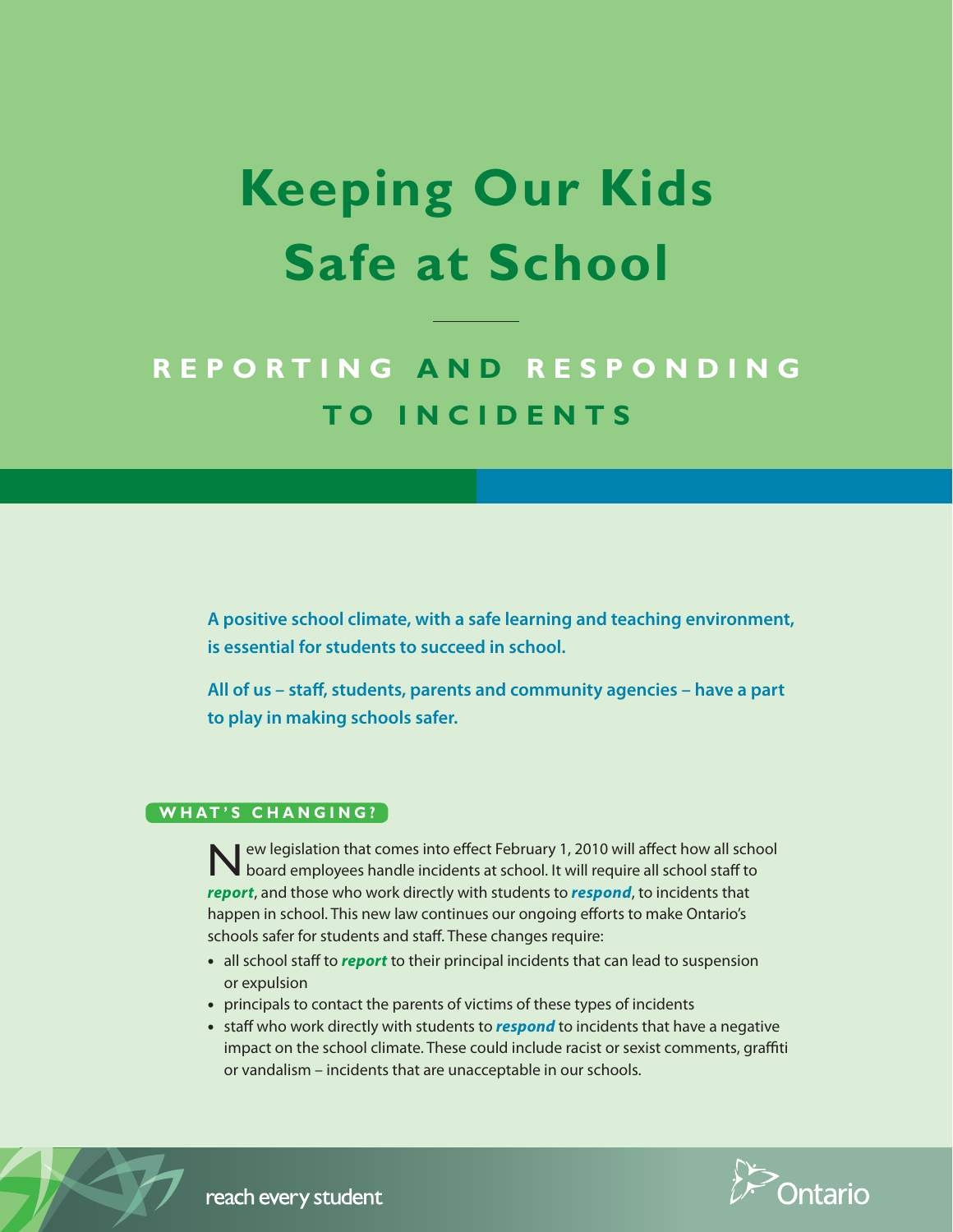# Keeping Our Kids Safe at School

## REPORTING AND RESPONDING TO INCIDENTS

**A positive school climate, with a safe learning and teaching environment, is essential for students to succeed in school.**

**All of us – staff, students, parents and community agencies – have a part to play in making schools safer.**

### WHAT'S CHANGING?

New legislation that comes into effect February 1, 2010 will affect how all school board employees handle incidents at school. It will require all school staff to ***report***, and those who work directly with students to ***respond***, to incidents that happen in school. This new law continues our ongoing efforts to make Ontario's schools safer for students and staff. These changes require:

- all school staff to ***report*** to their principal incidents that can lead to suspension or expulsion
- principals to contact the parents of victims of these types of incidents
- staff who work directly with students to ***respond*** to incidents that have a negative impact on the school climate. These could include racist or sexist comments, graffiti or vandalism – incidents that are unacceptable in our schools.

reach every student

Ontario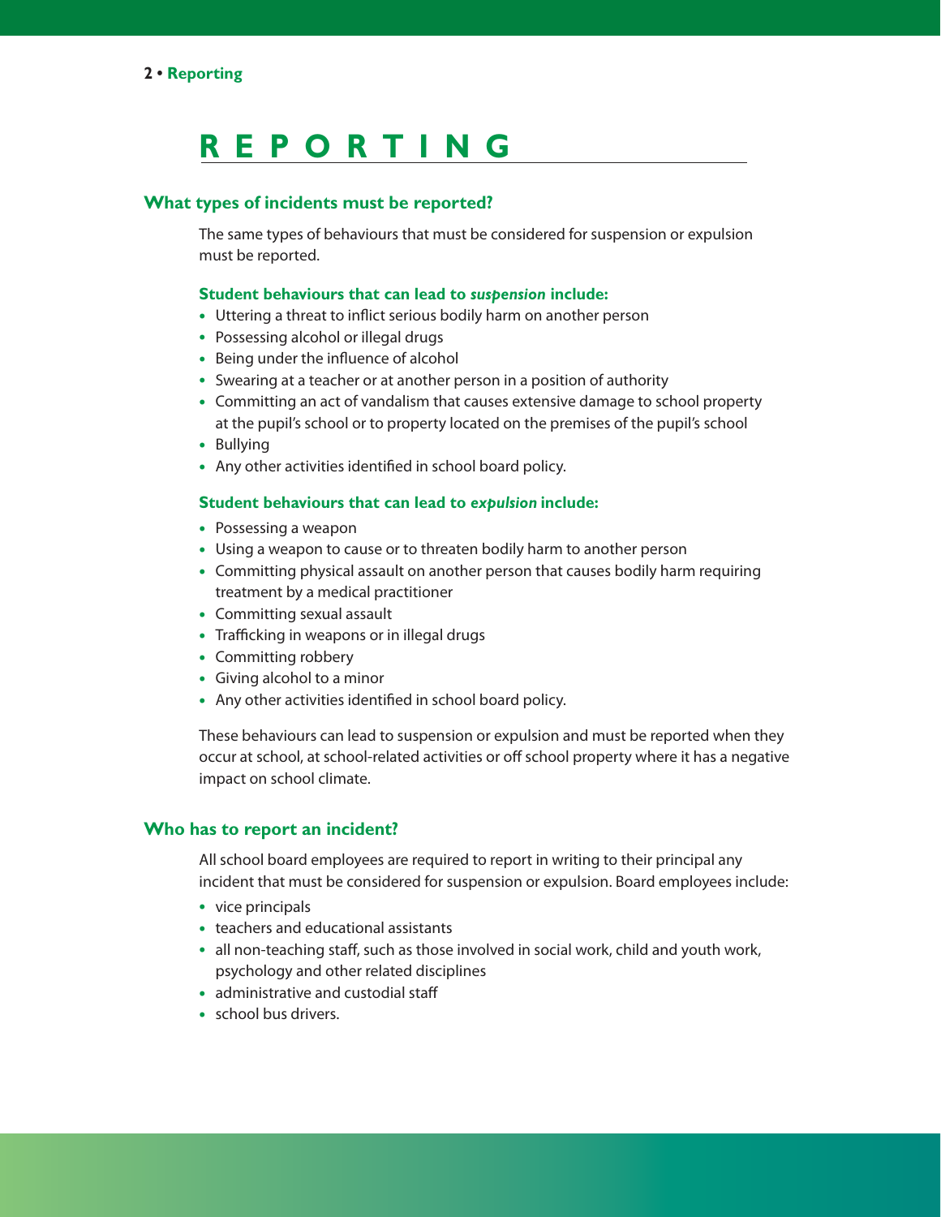# REPORTING

## What types of incidents must be reported?

The same types of behaviours that must be considered for suspension or expulsion must be reported.

### Student behaviours that can lead to *suspension* include:

- Uttering a threat to inflict serious bodily harm on another person
- Possessing alcohol or illegal drugs
- Being under the influence of alcohol
- Swearing at a teacher or at another person in a position of authority
- Committing an act of vandalism that causes extensive damage to school property at the pupil's school or to property located on the premises of the pupil's school
- Bullying
- Any other activities identified in school board policy.

### Student behaviours that can lead to *expulsion* include:

- Possessing a weapon
- Using a weapon to cause or to threaten bodily harm to another person
- Committing physical assault on another person that causes bodily harm requiring treatment by a medical practitioner
- Committing sexual assault
- Trafficking in weapons or in illegal drugs
- Committing robbery
- Giving alcohol to a minor
- Any other activities identified in school board policy.

These behaviours can lead to suspension or expulsion and must be reported when they occur at school, at school-related activities or off school property where it has a negative impact on school climate.

## Who has to report an incident?

All school board employees are required to report in writing to their principal any incident that must be considered for suspension or expulsion. Board employees include:

- vice principals
- teachers and educational assistants
- all non-teaching staff, such as those involved in social work, child and youth work, psychology and other related disciplines
- administrative and custodial staff
- school bus drivers.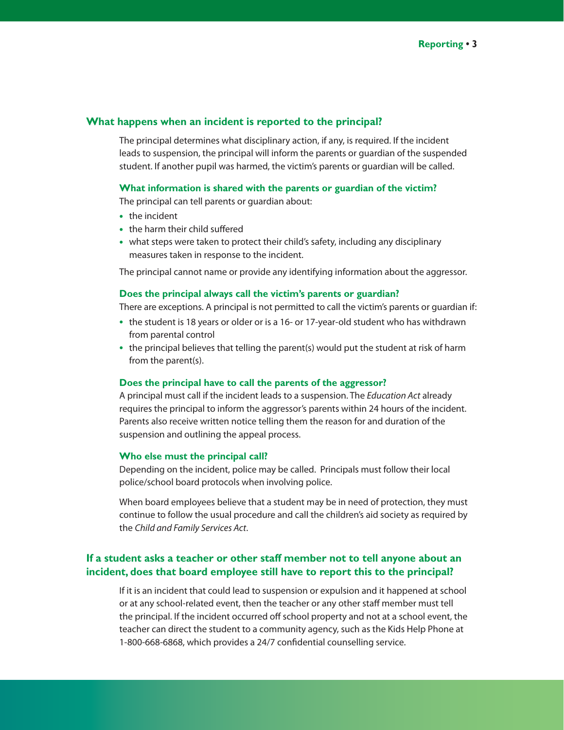## What happens when an incident is reported to the principal?

The principal determines what disciplinary action, if any, is required. If the incident leads to suspension, the principal will inform the parents or guardian of the suspended student. If another pupil was harmed, the victim's parents or guardian will be called.

### What information is shared with the parents or guardian of the victim?

The principal can tell parents or guardian about:

- the incident
- the harm their child suffered
- what steps were taken to protect their child's safety, including any disciplinary measures taken in response to the incident.

The principal cannot name or provide any identifying information about the aggressor.

### Does the principal always call the victim's parents or guardian?

There are exceptions. A principal is not permitted to call the victim's parents or guardian if:

- the student is 18 years or older or is a 16- or 17-year-old student who has withdrawn from parental control
- the principal believes that telling the parent(s) would put the student at risk of harm from the parent(s).

### Does the principal have to call the parents of the aggressor?

A principal must call if the incident leads to a suspension. The *Education Act* already requires the principal to inform the aggressor's parents within 24 hours of the incident. Parents also receive written notice telling them the reason for and duration of the suspension and outlining the appeal process.

### Who else must the principal call?

Depending on the incident, police may be called. Principals must follow their local police/school board protocols when involving police.

When board employees believe that a student may be in need of protection, they must continue to follow the usual procedure and call the children's aid society as required by the *Child and Family Services Act*.

## If a student asks a teacher or other staff member not to tell anyone about an incident, does that board employee still have to report this to the principal?

If it is an incident that could lead to suspension or expulsion and it happened at school or at any school-related event, then the teacher or any other staff member must tell the principal. If the incident occurred off school property and not at a school event, the teacher can direct the student to a community agency, such as the Kids Help Phone at 1-800-668-6868, which provides a 24/7 confidential counselling service.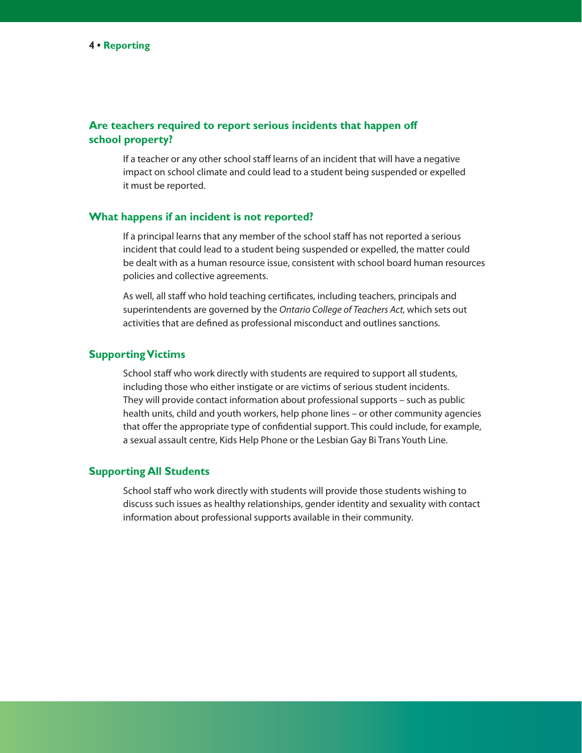### Are teachers required to report serious incidents that happen off school property?

If a teacher or any other school staff learns of an incident that will have a negative impact on school climate and could lead to a student being suspended or expelled it must be reported.

### What happens if an incident is not reported?

If a principal learns that any member of the school staff has not reported a serious incident that could lead to a student being suspended or expelled, the matter could be dealt with as a human resource issue, consistent with school board human resources policies and collective agreements.

As well, all staff who hold teaching certificates, including teachers, principals and superintendents are governed by the *Ontario College of Teachers Act,* which sets out activities that are defined as professional misconduct and outlines sanctions.

### Supporting Victims

School staff who work directly with students are required to support all students, including those who either instigate or are victims of serious student incidents. They will provide contact information about professional supports – such as public health units, child and youth workers, help phone lines – or other community agencies that offer the appropriate type of confidential support. This could include, for example, a sexual assault centre, Kids Help Phone or the Lesbian Gay Bi Trans Youth Line.

### Supporting All Students

School staff who work directly with students will provide those students wishing to discuss such issues as healthy relationships, gender identity and sexuality with contact information about professional supports available in their community.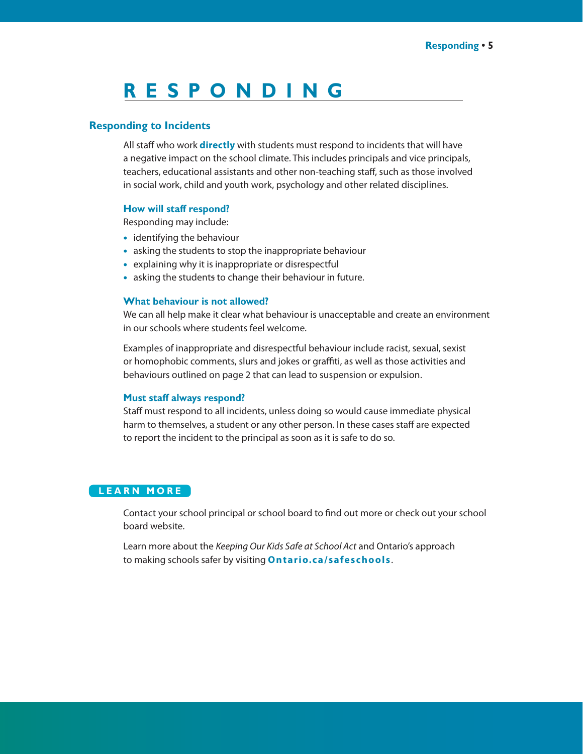# RESPONDING

## Responding to Incidents

All staff who work **directly** with students must respond to incidents that will have a negative impact on the school climate. This includes principals and vice principals, teachers, educational assistants and other non-teaching staff, such as those involved in social work, child and youth work, psychology and other related disciplines.

### How will staff respond?

Responding may include:

- identifying the behaviour
- asking the students to stop the inappropriate behaviour
- explaining why it is inappropriate or disrespectful
- asking the students to change their behaviour in future.

### What behaviour is not allowed?

We can all help make it clear what behaviour is unacceptable and create an environment in our schools where students feel welcome.

Examples of inappropriate and disrespectful behaviour include racist, sexual, sexist or homophobic comments, slurs and jokes or graffiti, as well as those activities and behaviours outlined on page 2 that can lead to suspension or expulsion.

### Must staff always respond?

Staff must respond to all incidents, unless doing so would cause immediate physical harm to themselves, a student or any other person. In these cases staff are expected to report the incident to the principal as soon as it is safe to do so.

## LEARN MORE

Contact your school principal or school board to find out more or check out your school board website.

Learn more about the *Keeping Our Kids Safe at School Act* and Ontario's approach to making schools safer by visiting **Ontario.ca/safeschools**.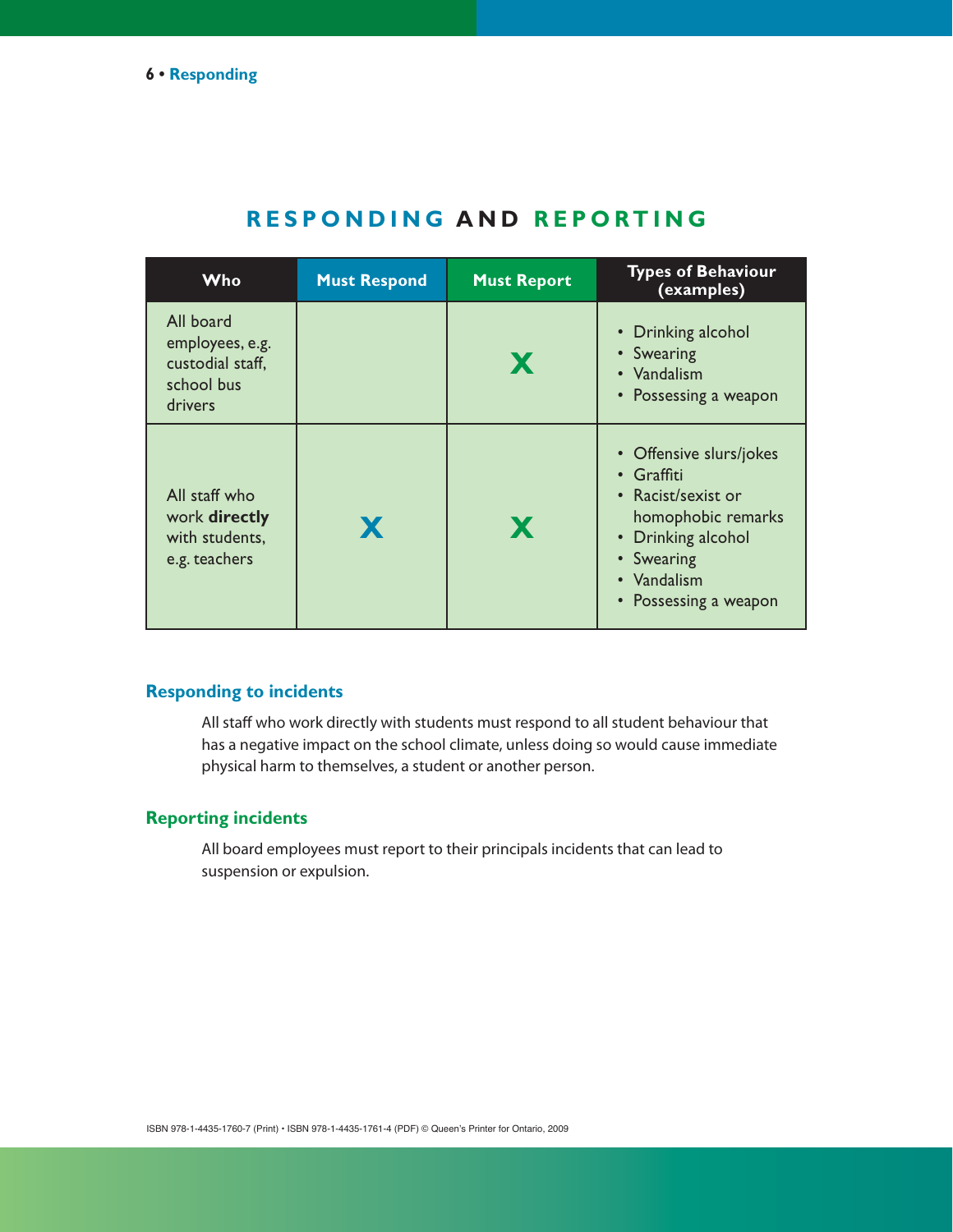## RESPONDING AND REPORTING

| Who | Must Respond | Must Report | Types of Behaviour (examples) |
|---|---|---|---|
| All board employees, e.g. custodial staff, school bus drivers | | X | • Drinking alcohol<br>• Swearing<br>• Vandalism<br>• Possessing a weapon |
| All staff who work **directly** with students, e.g. teachers | X | X | • Offensive slurs/jokes<br>• Graffiti<br>• Racist/sexist or homophobic remarks<br>• Drinking alcohol<br>• Swearing<br>• Vandalism<br>• Possessing a weapon |

### Responding to incidents

All staff who work directly with students must respond to all student behaviour that has a negative impact on the school climate, unless doing so would cause immediate physical harm to themselves, a student or another person.

### Reporting incidents

All board employees must report to their principals incidents that can lead to suspension or expulsion.

ISBN 978-1-4435-1760-7 (Print) • ISBN 978-1-4435-1761-4 (PDF) © Queen's Printer for Ontario, 2009